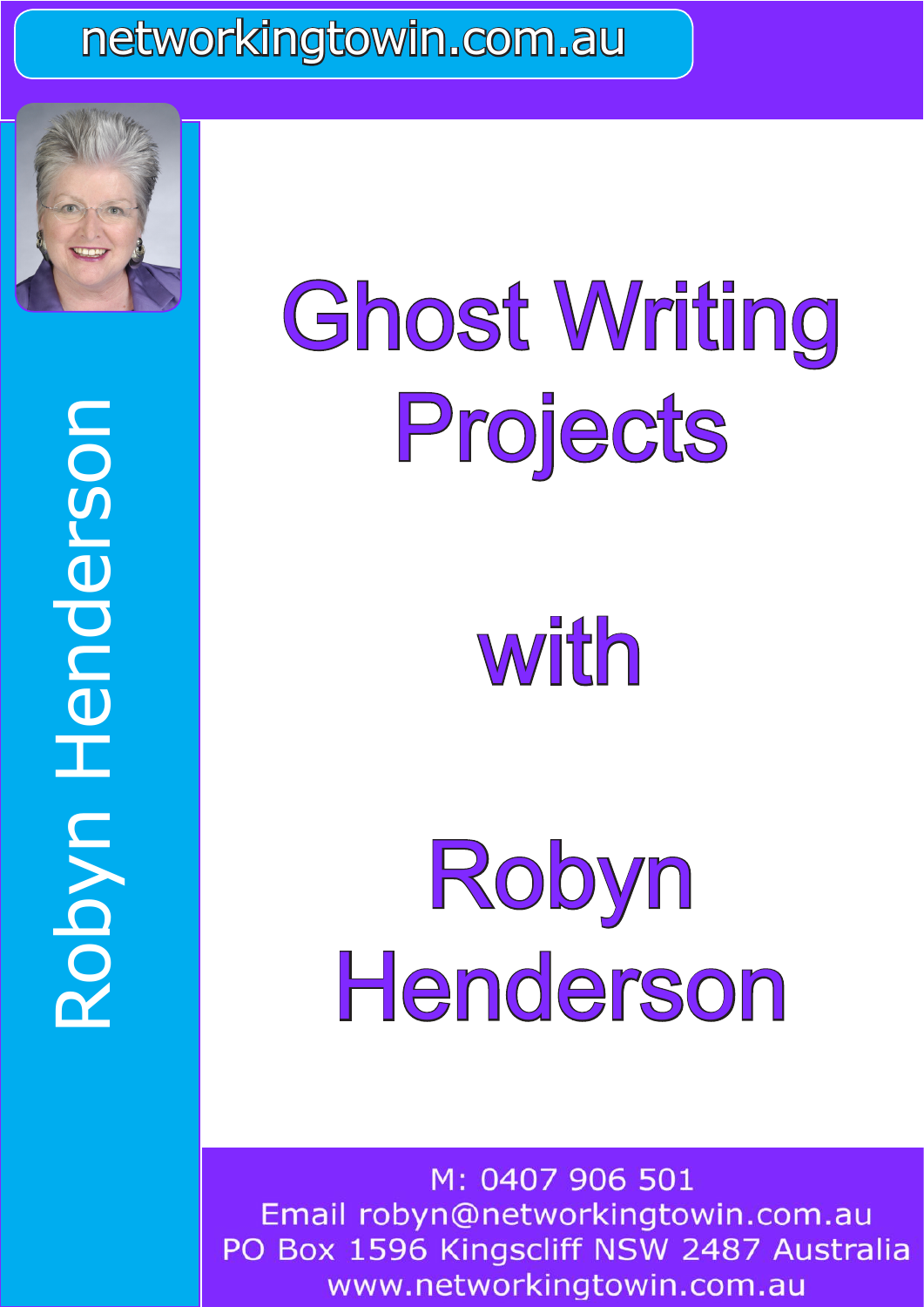networkingtowin.com.au

Robyn Henderson

# Ghost Writing Projects

# with

# Robyn Henderson

M: 0407 906 501
Email robyn@networkingtowin.com.au
PO Box 1596 Kingscliff NSW 2487 Australia
www.networkingtowin.com.au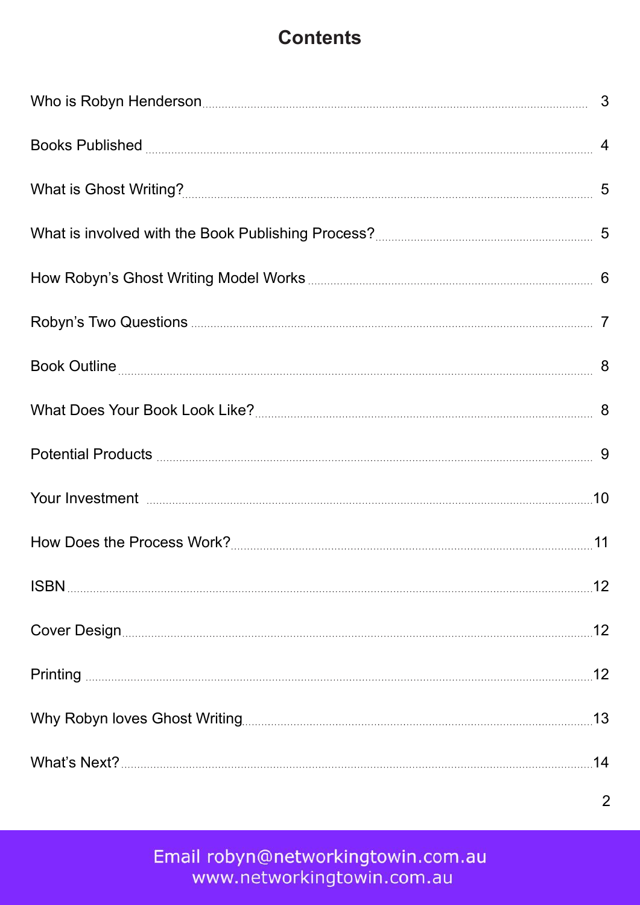# Contents

| | |
|---|---|
| Who is Robyn Henderson | 3 |
| Books Published | 4 |
| What is Ghost Writing? | 5 |
| What is involved with the Book Publishing Process? | 5 |
| How Robyn's Ghost Writing Model Works | 6 |
| Robyn's Two Questions | 7 |
| Book Outline | 8 |
| What Does Your Book Look Like? | 8 |
| Potential Products | 9 |
| Your Investment | 10 |
| How Does the Process Work? | 11 |
| ISBN | 12 |
| Cover Design | 12 |
| Printing | 12 |
| Why Robyn loves Ghost Writing | 13 |
| What's Next? | 14 |

Email robyn@networkingtowin.com.au
www.networkingtowin.com.au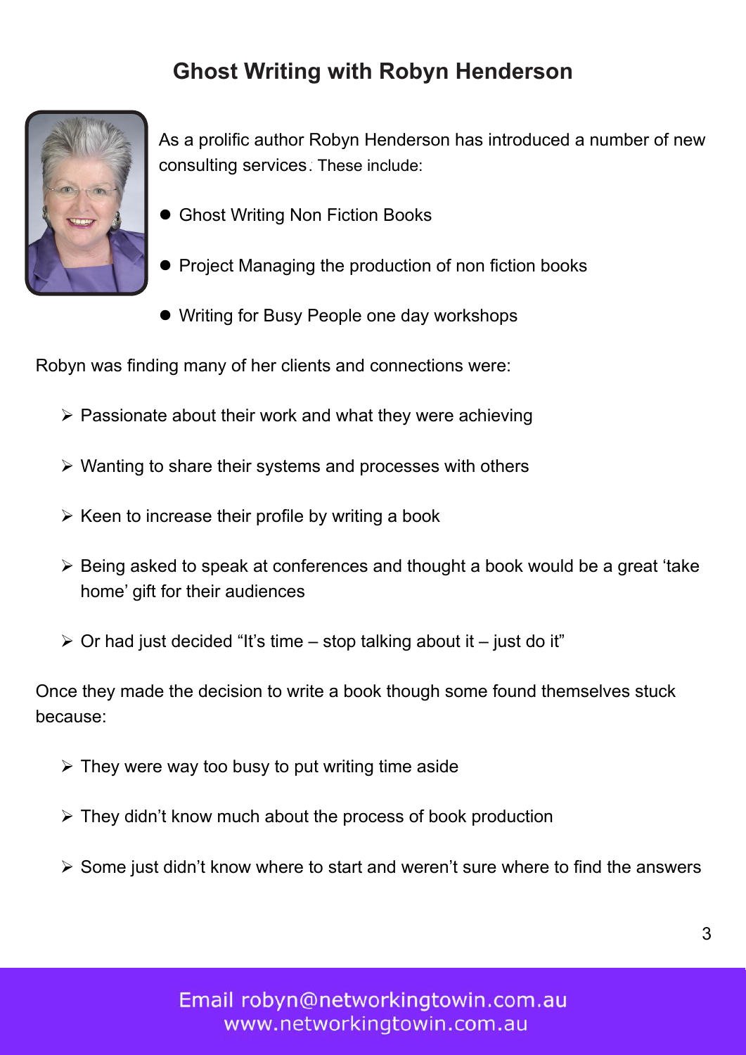# Ghost Writing with Robyn Henderson

As a prolific author Robyn Henderson has introduced a number of new consulting services. These include:

- Ghost Writing Non Fiction Books
- Project Managing the production of non fiction books
- Writing for Busy People one day workshops

Robyn was finding many of her clients and connections were:

- Passionate about their work and what they were achieving
- Wanting to share their systems and processes with others
- Keen to increase their profile by writing a book
- Being asked to speak at conferences and thought a book would be a great 'take home' gift for their audiences
- Or had just decided "It's time – stop talking about it – just do it"

Once they made the decision to write a book though some found themselves stuck because:

- They were way too busy to put writing time aside
- They didn't know much about the process of book production
- Some just didn't know where to start and weren't sure where to find the answers

Email robyn@networkingtowin.com.au
www.networkingtowin.com.au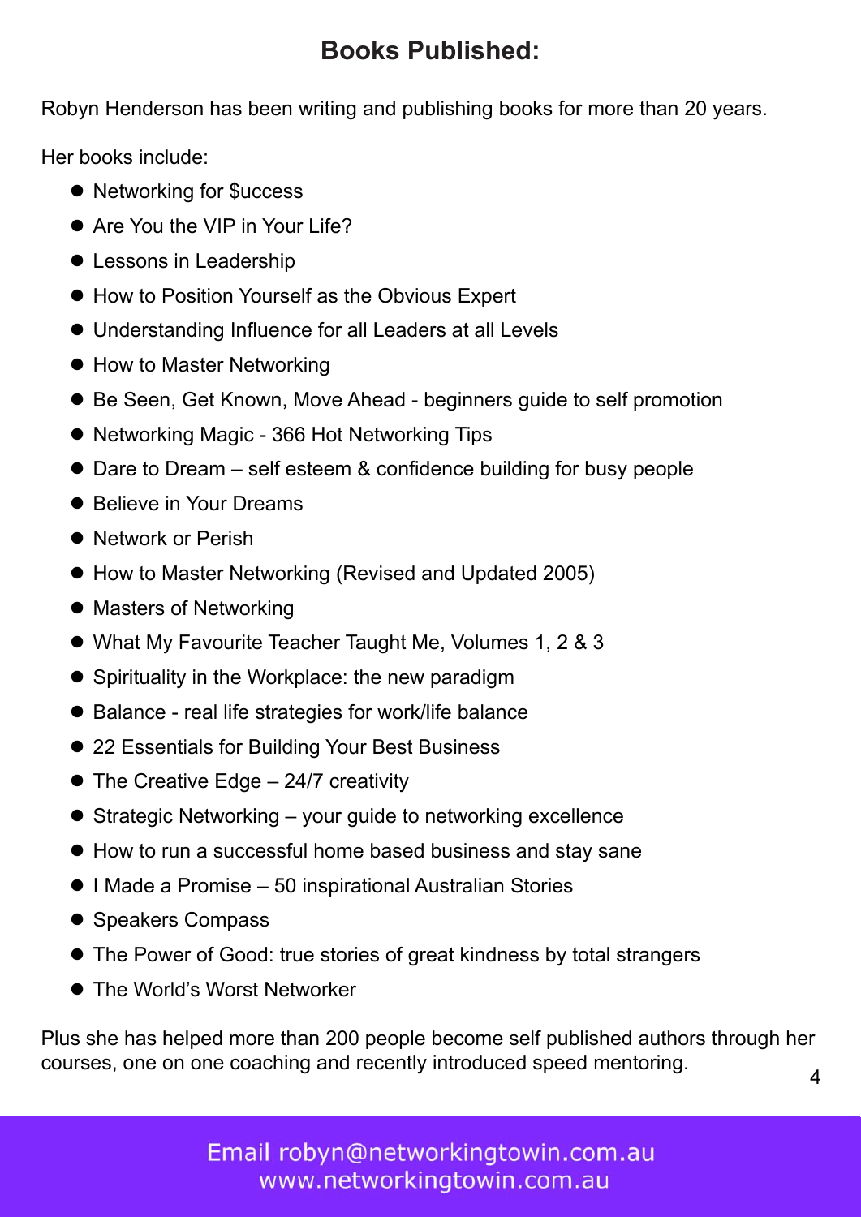## Books Published:

Robyn Henderson has been writing and publishing books for more than 20 years.

Her books include:

- Networking for $uccess
- Are You the VIP in Your Life?
- Lessons in Leadership
- How to Position Yourself as the Obvious Expert
- Understanding Influence for all Leaders at all Levels
- How to Master Networking
- Be Seen, Get Known, Move Ahead - beginners guide to self promotion
- Networking Magic - 366 Hot Networking Tips
- Dare to Dream – self esteem & confidence building for busy people
- Believe in Your Dreams
- Network or Perish
- How to Master Networking (Revised and Updated 2005)
- Masters of Networking
- What My Favourite Teacher Taught Me, Volumes 1, 2 & 3
- Spirituality in the Workplace: the new paradigm
- Balance - real life strategies for work/life balance
- 22 Essentials for Building Your Best Business
- The Creative Edge – 24/7 creativity
- Strategic Networking – your guide to networking excellence
- How to run a successful home based business and stay sane
- I Made a Promise – 50 inspirational Australian Stories
- Speakers Compass
- The Power of Good: true stories of great kindness by total strangers
- The World's Worst Networker

Plus she has helped more than 200 people become self published authors through her courses, one on one coaching and recently introduced speed mentoring.

Email robyn@networkingtowin.com.au
www.networkingtowin.com.au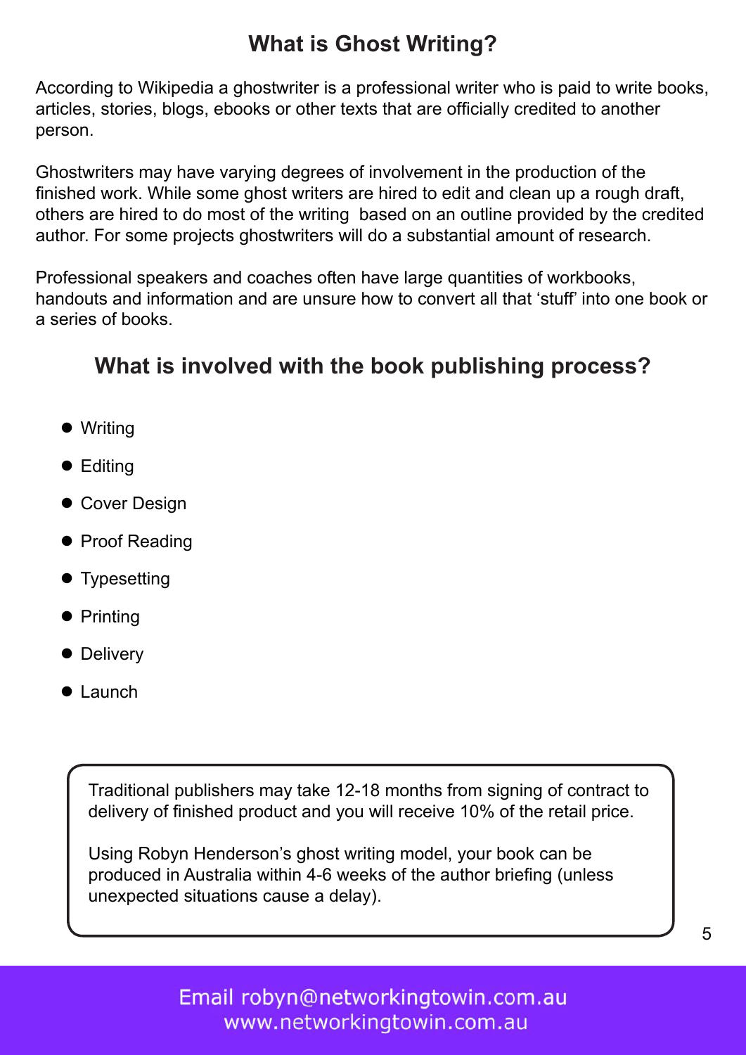## What is Ghost Writing?

According to Wikipedia a ghostwriter is a professional writer who is paid to write books, articles, stories, blogs, ebooks or other texts that are officially credited to another person.

Ghostwriters may have varying degrees of involvement in the production of the finished work. While some ghost writers are hired to edit and clean up a rough draft, others are hired to do most of the writing based on an outline provided by the credited author. For some projects ghostwriters will do a substantial amount of research.

Professional speakers and coaches often have large quantities of workbooks, handouts and information and are unsure how to convert all that 'stuff' into one book or a series of books.

## What is involved with the book publishing process?

- Writing
- Editing
- Cover Design
- Proof Reading
- Typesetting
- Printing
- Delivery
- Launch

Traditional publishers may take 12-18 months from signing of contract to delivery of finished product and you will receive 10% of the retail price.

Using Robyn Henderson's ghost writing model, your book can be produced in Australia within 4-6 weeks of the author briefing (unless unexpected situations cause a delay).

Email robyn@networkingtowin.com.au
www.networkingtowin.com.au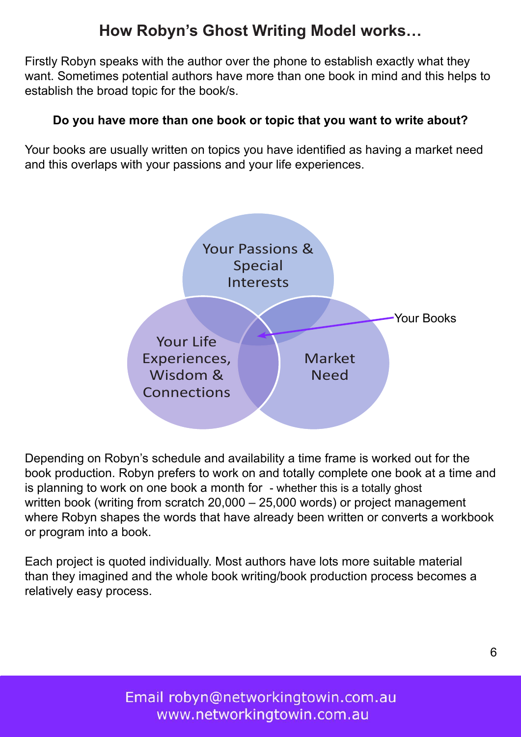## How Robyn's Ghost Writing Model works…

Firstly Robyn speaks with the author over the phone to establish exactly what they want. Sometimes potential authors have more than one book in mind and this helps to establish the broad topic for the book/s.

**Do you have more than one book or topic that you want to write about?**

Your books are usually written on topics you have identified as having a market need and this overlaps with your passions and your life experiences.

Your Passions & Special Interests

Your Life Experiences, Wisdom & Connections

Market Need

Your Books

Depending on Robyn's schedule and availability a time frame is worked out for the book production. Robyn prefers to work on and totally complete one book at a time and is planning to work on one book a month for - whether this is a totally ghost written book (writing from scratch 20,000 – 25,000 words) or project management where Robyn shapes the words that have already been written or converts a workbook or program into a book.

Each project is quoted individually. Most authors have lots more suitable material than they imagined and the whole book writing/book production process becomes a relatively easy process.

Email robyn@networkingtowin.com.au
www.networkingtowin.com.au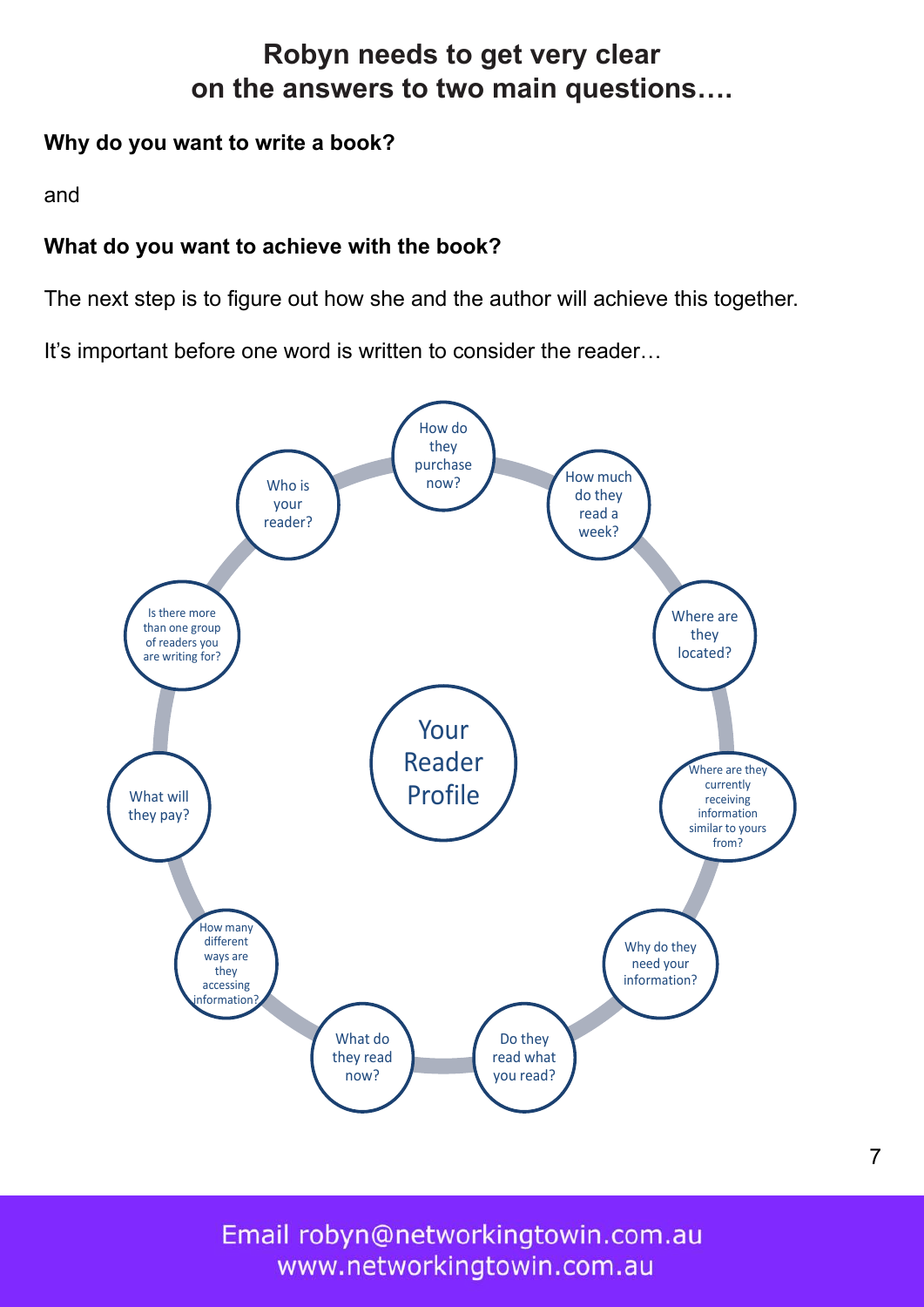## Robyn needs to get very clear on the answers to two main questions….

**Why do you want to write a book?**

and

**What do you want to achieve with the book?**

The next step is to figure out how she and the author will achieve this together.

It's important before one word is written to consider the reader…

Your Reader Profile

- Who is your reader?
- How do they purchase now?
- How much do they read a week?
- Where are they located?
- Where are they currently receiving information similar to yours from?
- Why do they need your information?
- Do they read what you read?
- What do they read now?
- How many different ways are they accessing information?
- What will they pay?
- Is there more than one group of readers you are writing for?

Email robyn@networkingtowin.com.au
www.networkingtowin.com.au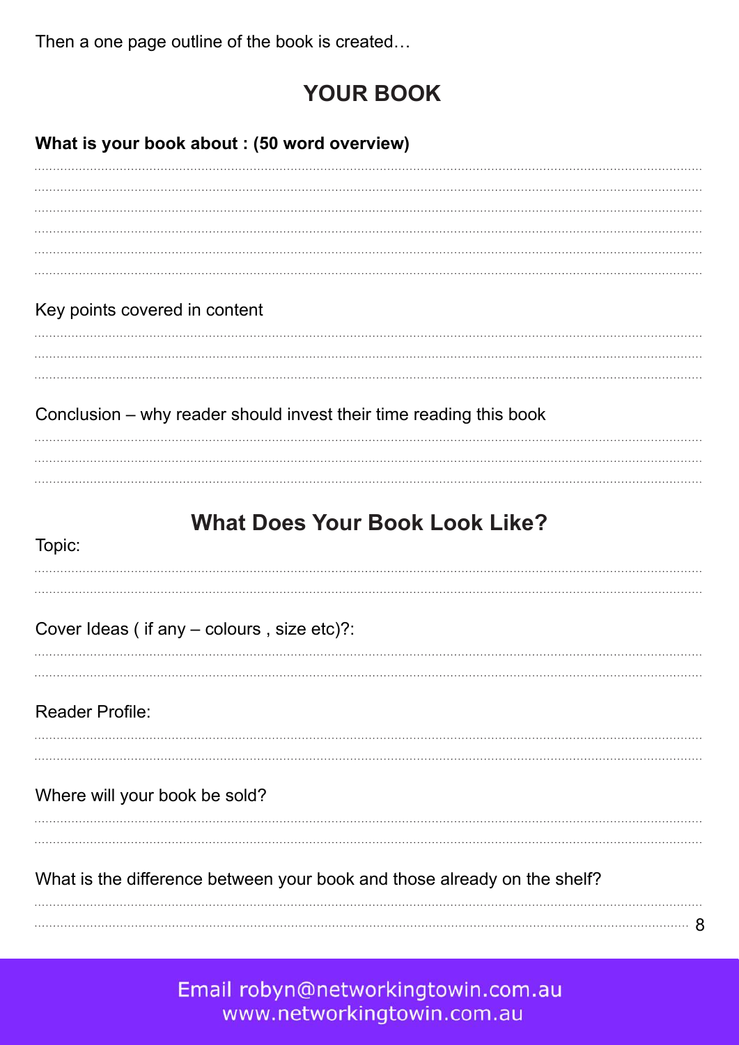Then a one page outline of the book is created…

## YOUR BOOK

**What is your book about : (50 word overview)**

.............................................................................................................................................................

.............................................................................................................................................................

.............................................................................................................................................................

.............................................................................................................................................................

.............................................................................................................................................................

.............................................................................................................................................................

Key points covered in content

.............................................................................................................................................................

.............................................................................................................................................................

.............................................................................................................................................................

Conclusion – why reader should invest their time reading this book

.............................................................................................................................................................

.............................................................................................................................................................

.............................................................................................................................................................

## What Does Your Book Look Like?

Topic:

.............................................................................................................................................................

.............................................................................................................................................................

Cover Ideas ( if any – colours , size etc)?:

.............................................................................................................................................................

.............................................................................................................................................................

Reader Profile:

.............................................................................................................................................................

.............................................................................................................................................................

Where will your book be sold?

.............................................................................................................................................................

.............................................................................................................................................................

What is the difference between your book and those already on the shelf?

.............................................................................................................................................................

.............................................................................................................................................................

Email robyn@networkingtowin.com.au
www.networkingtowin.com.au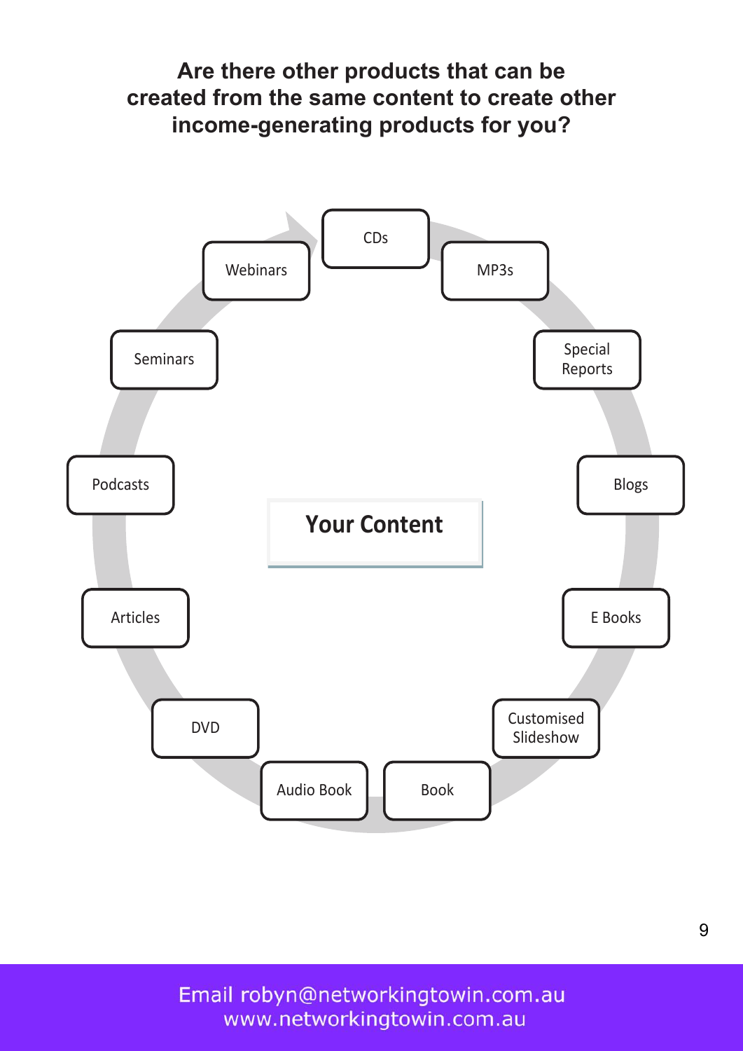**Are there other products that can be created from the same content to create other income-generating products for you?**

**Your Content**

- CDs
- MP3s
- Special Reports
- Blogs
- E Books
- Customised Slideshow
- Book
- Audio Book
- DVD
- Articles
- Podcasts
- Seminars
- Webinars

Email robyn@networkingtowin.com.au
www.networkingtowin.com.au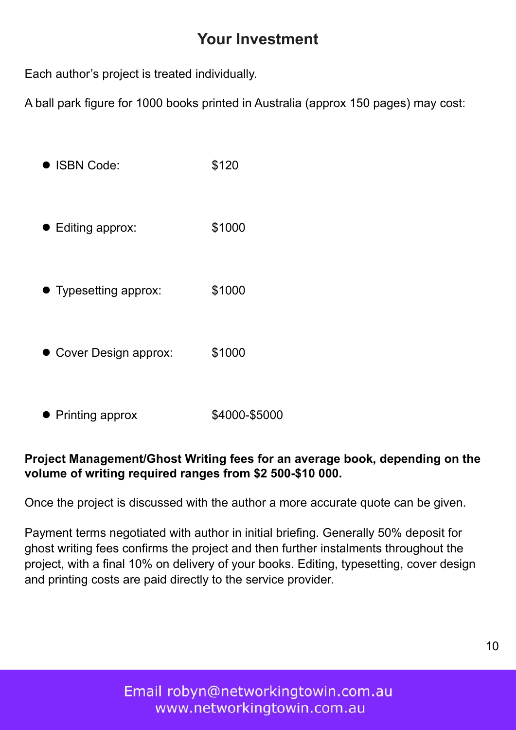## Your Investment

Each author's project is treated individually.

A ball park figure for 1000 books printed in Australia (approx 150 pages) may cost:

- ISBN Code: $120
- Editing approx: $1000
- Typesetting approx: $1000
- Cover Design approx: $1000
- Printing approx $4000-$5000

**Project Management/Ghost Writing fees for an average book, depending on the volume of writing required ranges from $2 500-$10 000.**

Once the project is discussed with the author a more accurate quote can be given.

Payment terms negotiated with author in initial briefing. Generally 50% deposit for ghost writing fees confirms the project and then further instalments throughout the project, with a final 10% on delivery of your books. Editing, typesetting, cover design and printing costs are paid directly to the service provider.

Email robyn@networkingtowin.com.au
www.networkingtowin.com.au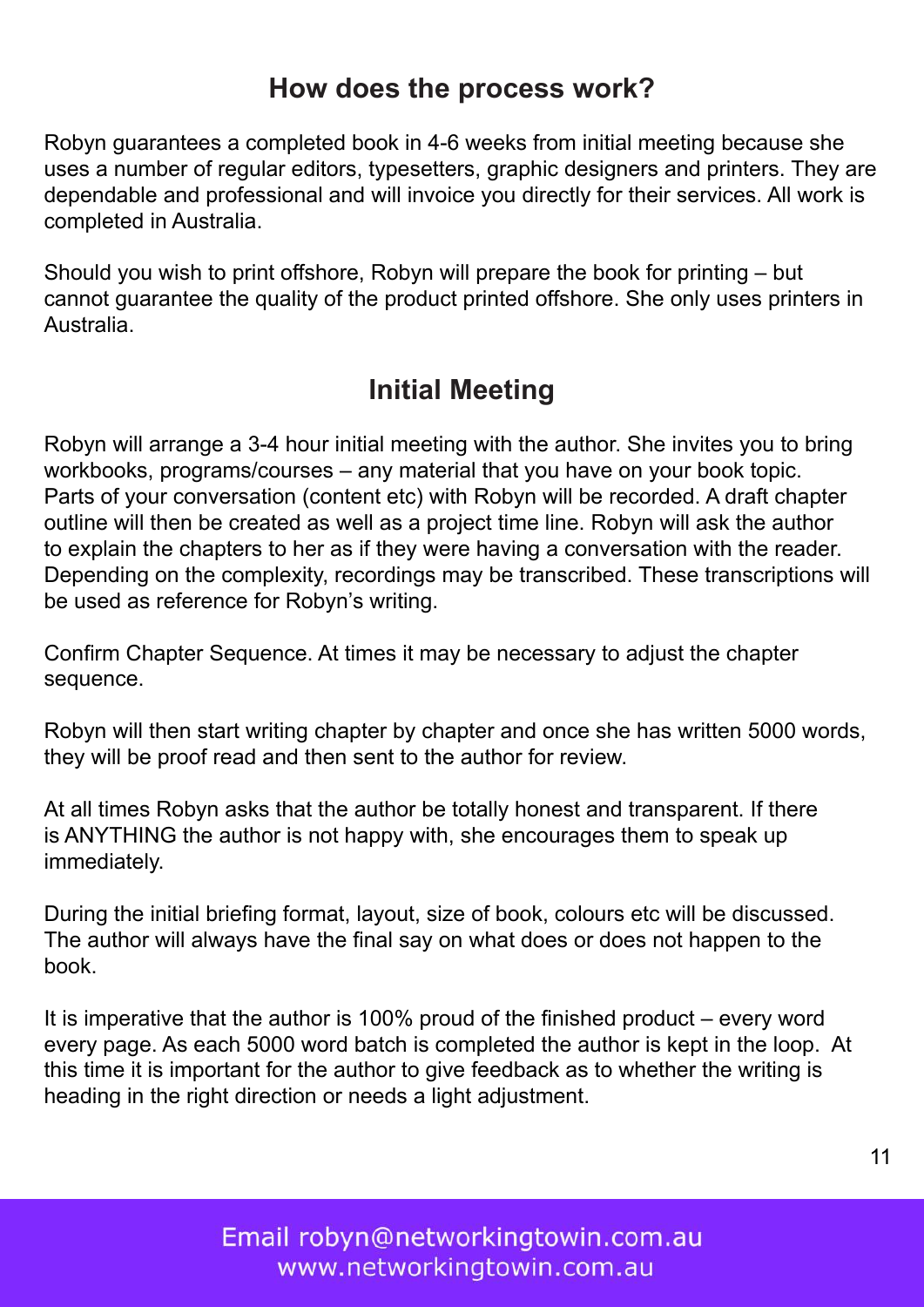## How does the process work?

Robyn guarantees a completed book in 4-6 weeks from initial meeting because she uses a number of regular editors, typesetters, graphic designers and printers. They are dependable and professional and will invoice you directly for their services. All work is completed in Australia.

Should you wish to print offshore, Robyn will prepare the book for printing – but cannot guarantee the quality of the product printed offshore. She only uses printers in Australia.

## Initial Meeting

Robyn will arrange a 3-4 hour initial meeting with the author. She invites you to bring workbooks, programs/courses – any material that you have on your book topic. Parts of your conversation (content etc) with Robyn will be recorded. A draft chapter outline will then be created as well as a project time line. Robyn will ask the author to explain the chapters to her as if they were having a conversation with the reader. Depending on the complexity, recordings may be transcribed. These transcriptions will be used as reference for Robyn's writing.

Confirm Chapter Sequence. At times it may be necessary to adjust the chapter sequence.

Robyn will then start writing chapter by chapter and once she has written 5000 words, they will be proof read and then sent to the author for review.

At all times Robyn asks that the author be totally honest and transparent. If there is ANYTHING the author is not happy with, she encourages them to speak up immediately.

During the initial briefing format, layout, size of book, colours etc will be discussed. The author will always have the final say on what does or does not happen to the book.

It is imperative that the author is 100% proud of the finished product – every word every page. As each 5000 word batch is completed the author is kept in the loop. At this time it is important for the author to give feedback as to whether the writing is heading in the right direction or needs a light adjustment.

Email robyn@networkingtowin.com.au
www.networkingtowin.com.au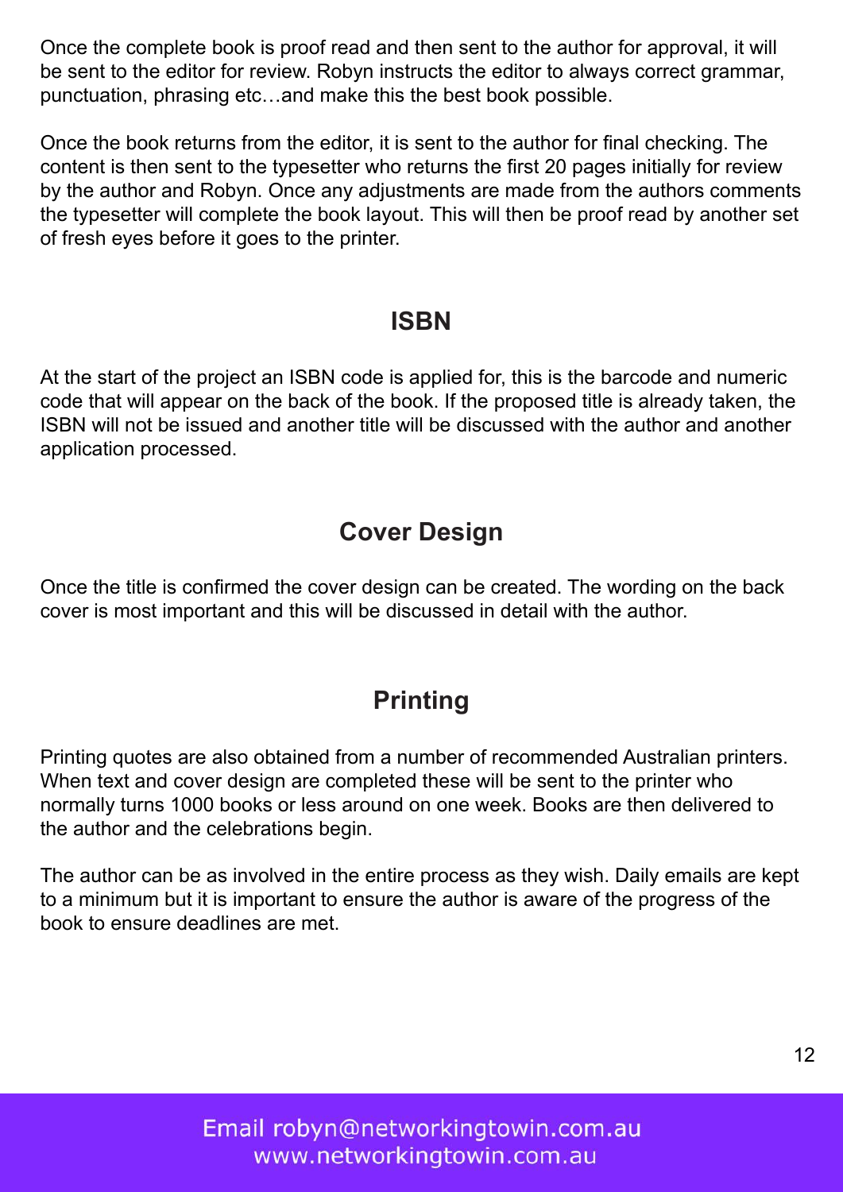Once the complete book is proof read and then sent to the author for approval, it will be sent to the editor for review. Robyn instructs the editor to always correct grammar, punctuation, phrasing etc…and make this the best book possible.

Once the book returns from the editor, it is sent to the author for final checking. The content is then sent to the typesetter who returns the first 20 pages initially for review by the author and Robyn. Once any adjustments are made from the authors comments the typesetter will complete the book layout. This will then be proof read by another set of fresh eyes before it goes to the printer.

## ISBN

At the start of the project an ISBN code is applied for, this is the barcode and numeric code that will appear on the back of the book. If the proposed title is already taken, the ISBN will not be issued and another title will be discussed with the author and another application processed.

## Cover Design

Once the title is confirmed the cover design can be created. The wording on the back cover is most important and this will be discussed in detail with the author.

## Printing

Printing quotes are also obtained from a number of recommended Australian printers. When text and cover design are completed these will be sent to the printer who normally turns 1000 books or less around on one week. Books are then delivered to the author and the celebrations begin.

The author can be as involved in the entire process as they wish. Daily emails are kept to a minimum but it is important to ensure the author is aware of the progress of the book to ensure deadlines are met.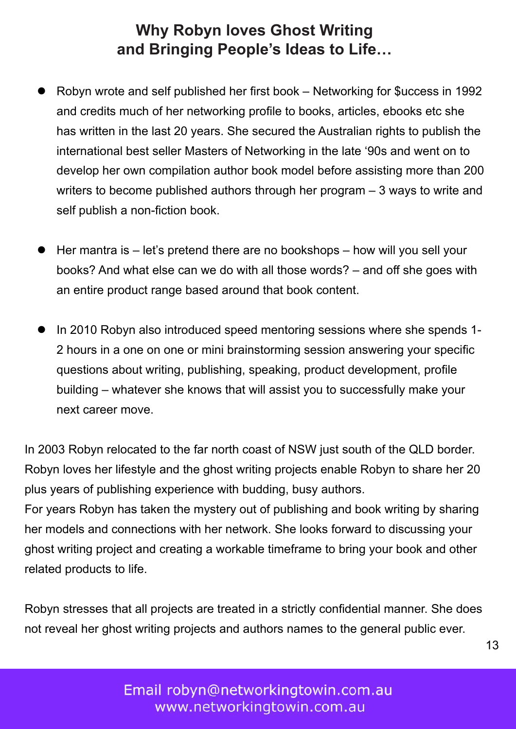## Why Robyn loves Ghost Writing and Bringing People's Ideas to Life…

- Robyn wrote and self published her first book – Networking for $uccess in 1992 and credits much of her networking profile to books, articles, ebooks etc she has written in the last 20 years. She secured the Australian rights to publish the international best seller Masters of Networking in the late '90s and went on to develop her own compilation author book model before assisting more than 200 writers to become published authors through her program – 3 ways to write and self publish a non-fiction book.
- Her mantra is – let's pretend there are no bookshops – how will you sell your books? And what else can we do with all those words? – and off she goes with an entire product range based around that book content.
- In 2010 Robyn also introduced speed mentoring sessions where she spends 1-2 hours in a one on one or mini brainstorming session answering your specific questions about writing, publishing, speaking, product development, profile building – whatever she knows that will assist you to successfully make your next career move.

In 2003 Robyn relocated to the far north coast of NSW just south of the QLD border. Robyn loves her lifestyle and the ghost writing projects enable Robyn to share her 20 plus years of publishing experience with budding, busy authors.
For years Robyn has taken the mystery out of publishing and book writing by sharing her models and connections with her network. She looks forward to discussing your ghost writing project and creating a workable timeframe to bring your book and other related products to life.

Robyn stresses that all projects are treated in a strictly confidential manner. She does not reveal her ghost writing projects and authors names to the general public ever.

Email robyn@networkingtowin.com.au
www.networkingtowin.com.au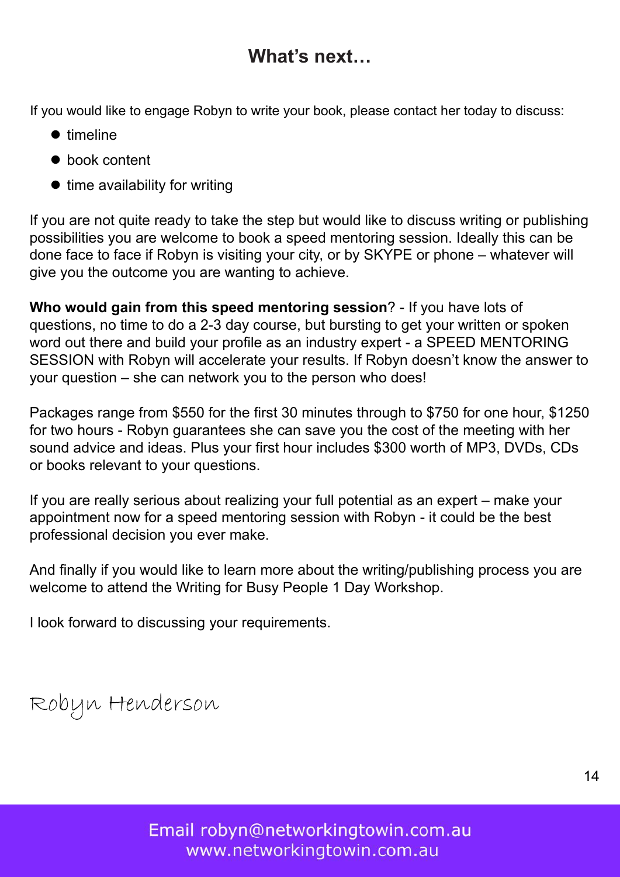## What's next…

If you would like to engage Robyn to write your book, please contact her today to discuss:

- timeline
- book content
- time availability for writing

If you are not quite ready to take the step but would like to discuss writing or publishing possibilities you are welcome to book a speed mentoring session. Ideally this can be done face to face if Robyn is visiting your city, or by SKYPE or phone – whatever will give you the outcome you are wanting to achieve.

**Who would gain from this speed mentoring session**? - If you have lots of questions, no time to do a 2-3 day course, but bursting to get your written or spoken word out there and build your profile as an industry expert - a SPEED MENTORING SESSION with Robyn will accelerate your results. If Robyn doesn't know the answer to your question – she can network you to the person who does!

Packages range from $550 for the first 30 minutes through to $750 for one hour, $1250 for two hours - Robyn guarantees she can save you the cost of the meeting with her sound advice and ideas. Plus your first hour includes $300 worth of MP3, DVDs, CDs or books relevant to your questions.

If you are really serious about realizing your full potential as an expert – make your appointment now for a speed mentoring session with Robyn - it could be the best professional decision you ever make.

And finally if you would like to learn more about the writing/publishing process you are welcome to attend the Writing for Busy People 1 Day Workshop.

I look forward to discussing your requirements.

Robyn Henderson

Email robyn@networkingtowin.com.au
www.networkingtowin.com.au